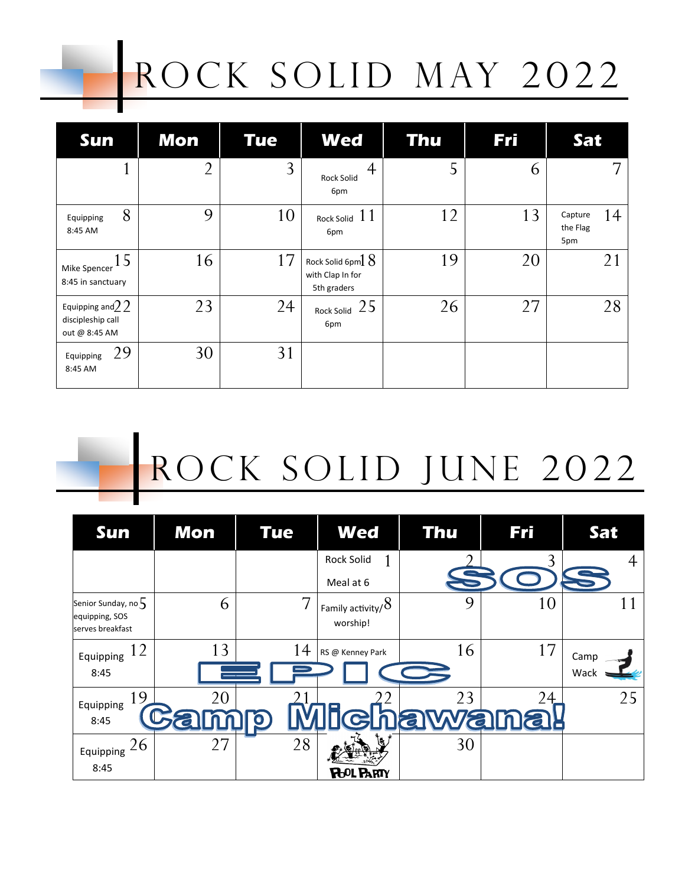# ROCK SOLID MAY 2022

| Sun | Mon | Tue | Wed | Thu | Fri | Sat |
|---|---|---|---|---|---|---|
| 1 | 2 | 3 | 4 Rock Solid 6pm | 5 | 6 | 7 |
| 8 Equipping 8:45 AM | 9 | 10 | 11 Rock Solid 6pm | 12 | 13 | 14 Capture the Flag 5pm |
| 15 Mike Spencer 8:45 in sanctuary | 16 | 17 | 18 Rock Solid 6pm with Clap In for 5th graders | 19 | 20 | 21 |
| 22 Equipping and discipleship call out @ 8:45 AM | 23 | 24 | 25 Rock Solid 6pm | 26 | 27 | 28 |
| 29 Equipping 8:45 AM | 30 | 31 | | | | |

# ROCK SOLID JUNE 2022

| Sun | Mon | Tue | Wed | Thu | Fri | Sat |
|---|---|---|---|---|---|---|
| | | | 1 Rock Solid Meal at 6 | 2 SOS | 3 SOS | 4 SOS |
| 5 Senior Sunday, no equipping, SOS serves breakfast | 6 | 7 | 8 Family activity/ worship! | 9 | 10 | 11 |
| 12 Equipping 8:45 | 13 EPIC | 14 EPIC | 15 RS @ Kenney Park EPIC | 16 | 17 | Camp Wack |
| 19 Equipping 8:45 | 20 Camp Michawana! | 21 Camp Michawana! | 22 Camp Michawana! | 23 Camp Michawana! | 24 Camp Michawana! | 25 |
| 26 Equipping 8:45 | 27 | 28 | POOL PARTY | 30 | | |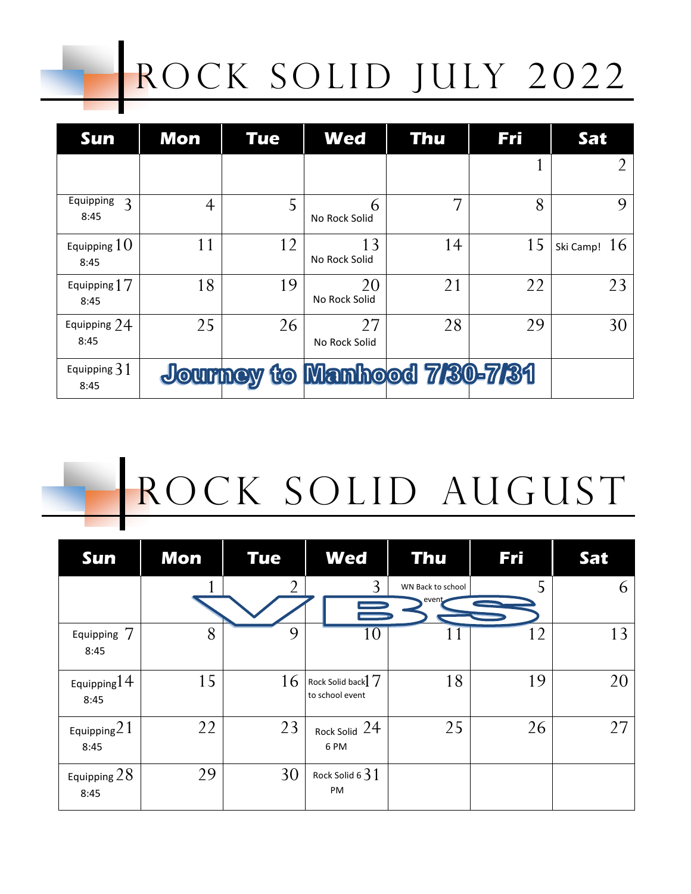# ROCK SOLID JULY 2022

| Sun | Mon | Tue | Wed | Thu | Fri | Sat |
|---|---|---|---|---|---|---|
| | | | | | 1 | 2 |
| Equipping 3 8:45 | 4 | 5 | 6 No Rock Solid | 7 | 8 | 9 |
| Equipping 10 8:45 | 11 | 12 | 13 No Rock Solid | 14 | 15 | Ski Camp! 16 |
| Equipping 17 8:45 | 18 | 19 | 20 No Rock Solid | 21 | 22 | 23 |
| Equipping 24 8:45 | 25 | 26 | 27 No Rock Solid | 28 | 29 | 30 |
| Equipping 31 8:45 | Journey to Manhood 7/30-7/31 | | | | | |

# ROCK SOLID AUGUST

| Sun | Mon | Tue | Wed | Thu | Fri | Sat |
|---|---|---|---|---|---|---|
| | 1 VBS | 2 VBS | 3 VBS | WN Back to school event VBS | 5 VBS | 6 |
| Equipping 7 8:45 | 8 | 9 | 10 | 11 | 12 | 13 |
| Equipping 14 8:45 | 15 | 16 | Rock Solid back to school event 17 | 18 | 19 | 20 |
| Equipping 21 8:45 | 22 | 23 | Rock Solid 24 6 PM | 25 | 26 | 27 |
| Equipping 28 8:45 | 29 | 30 | Rock Solid 6 PM 31 | | | |